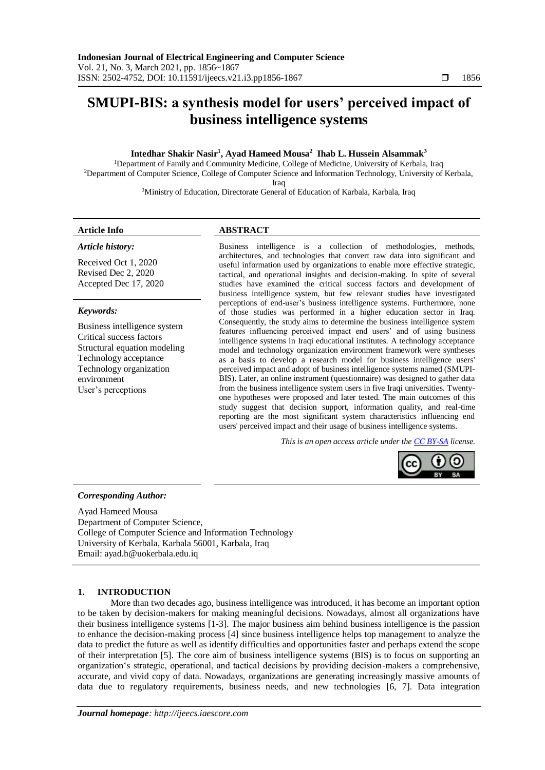# SMUPI-BIS: a synthesis model for users' perceived impact of business intelligence systems

**Intedhar Shakir Nasir[1], Ayad Hameed Mousa[2] Ihab L. Hussein Alsammak[3]**

[1]Department of Family and Community Medicine, College of Medicine, University of Kerbala, Iraq
[2]Department of Computer Science, College of Computer Science and Information Technology, University of Kerbala, Iraq
[3]Ministry of Education, Directorate General of Education of Karbala, Karbala, Iraq

## Article Info

*Article history:*

Received Oct 1, 2020
Revised Dec 2, 2020
Accepted Dec 17, 2020

*Keywords:*

Business intelligence system
Critical success factors
Structural equation modeling
Technology acceptance
Technology organization environment
User's perceptions

## ABSTRACT

Business intelligence is a collection of methodologies, methods, architectures, and technologies that convert raw data into significant and useful information used by organizations to enable more effective strategic, tactical, and operational insights and decision-making. In spite of several studies have examined the critical success factors and development of business intelligence system, but few relevant studies have investigated perceptions of end-user's business intelligence systems. Furthermore, none of those studies was performed in a higher education sector in Iraq. Consequently, the study aims to determine the business intelligence system features influencing perceived impact end users' and of using business intelligence systems in Iraqi educational institutes. A technology acceptance model and technology organization environment framework were syntheses as a basis to develop a research model for business intelligence users' perceived impact and adopt of business intelligence systems named (SMUPI-BIS). Later, an online instrument (questionnaire) was designed to gather data from the business intelligence system users in five Iraqi universities. Twenty-one hypotheses were proposed and later tested. The main outcomes of this study suggest that decision support, information quality, and real-time reporting are the most significant system characteristics influencing end users' perceived impact and their usage of business intelligence systems.

*This is an open access article under the CC BY-SA license.*

*Corresponding Author:*

Ayad Hameed Mousa
Department of Computer Science,
College of Computer Science and Information Technology
University of Kerbala, Karbala 56001, Karbala, Iraq
Email: ayad.h@uokerbala.edu.iq

## 1. INTRODUCTION

More than two decades ago, business intelligence was introduced, it has become an important option to be taken by decision-makers for making meaningful decisions. Nowadays, almost all organizations have their business intelligence systems [1-3]. The major business aim behind business intelligence is the passion to enhance the decision-making process [4] since business intelligence helps top management to analyze the data to predict the future as well as identify difficulties and opportunities faster and perhaps extend the scope of their interpretation [5]. The core aim of business intelligence systems (BIS) is to focus on supporting an organization's strategic, operational, and tactical decisions by providing decision-makers a comprehensive, accurate, and vivid copy of data. Nowadays, organizations are generating increasingly massive amounts of data due to regulatory requirements, business needs, and new technologies [6, 7]. Data integration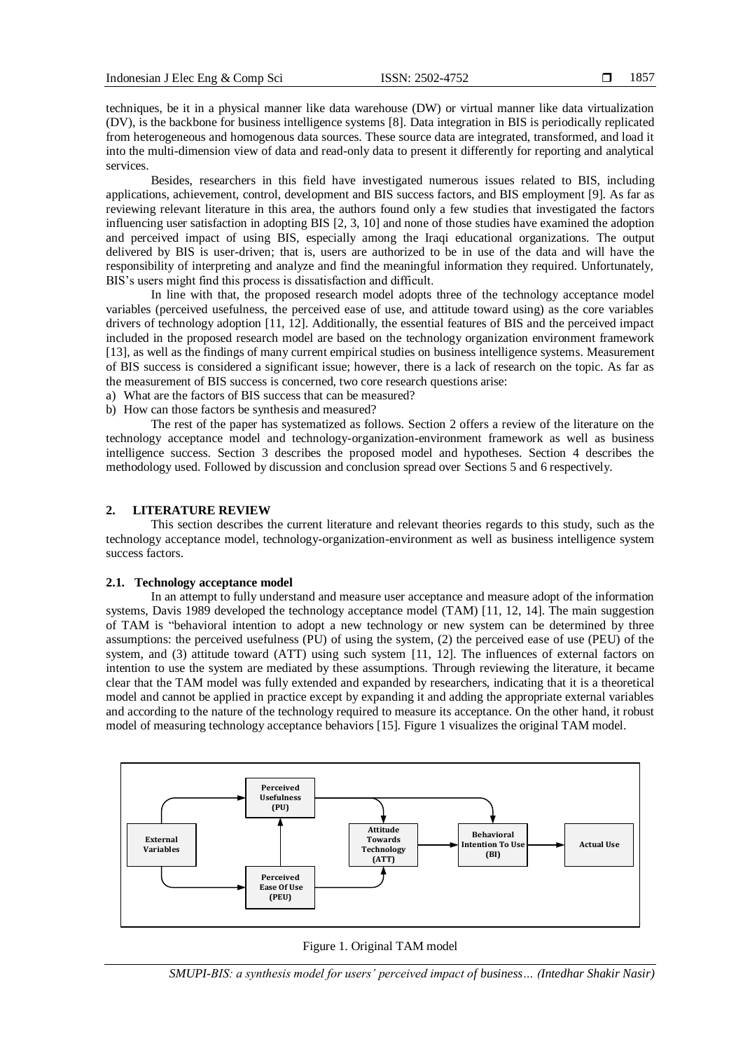techniques, be it in a physical manner like data warehouse (DW) or virtual manner like data virtualization (DV), is the backbone for business intelligence systems [8]. Data integration in BIS is periodically replicated from heterogeneous and homogenous data sources. These source data are integrated, transformed, and load it into the multi-dimension view of data and read-only data to present it differently for reporting and analytical services.

Besides, researchers in this field have investigated numerous issues related to BIS, including applications, achievement, control, development and BIS success factors, and BIS employment [9]. As far as reviewing relevant literature in this area, the authors found only a few studies that investigated the factors influencing user satisfaction in adopting BIS [2, 3, 10] and none of those studies have examined the adoption and perceived impact of using BIS, especially among the Iraqi educational organizations. The output delivered by BIS is user-driven; that is, users are authorized to be in use of the data and will have the responsibility of interpreting and analyze and find the meaningful information they required. Unfortunately, BIS's users might find this process is dissatisfaction and difficult.

In line with that, the proposed research model adopts three of the technology acceptance model variables (perceived usefulness, the perceived ease of use, and attitude toward using) as the core variables drivers of technology adoption [11, 12]. Additionally, the essential features of BIS and the perceived impact included in the proposed research model are based on the technology organization environment framework [13], as well as the findings of many current empirical studies on business intelligence systems. Measurement of BIS success is considered a significant issue; however, there is a lack of research on the topic. As far as the measurement of BIS success is concerned, two core research questions arise:

a) What are the factors of BIS success that can be measured?
b) How can those factors be synthesis and measured?

The rest of the paper has systematized as follows. Section 2 offers a review of the literature on the technology acceptance model and technology-organization-environment framework as well as business intelligence success. Section 3 describes the proposed model and hypotheses. Section 4 describes the methodology used. Followed by discussion and conclusion spread over Sections 5 and 6 respectively.

## 2. LITERATURE REVIEW

This section describes the current literature and relevant theories regards to this study, such as the technology acceptance model, technology-organization-environment as well as business intelligence system success factors.

### 2.1. Technology acceptance model

In an attempt to fully understand and measure user acceptance and measure adopt of the information systems, Davis 1989 developed the technology acceptance model (TAM) [11, 12, 14]. The main suggestion of TAM is "behavioral intention to adopt a new technology or new system can be determined by three assumptions: the perceived usefulness (PU) of using the system, (2) the perceived ease of use (PEU) of the system, and (3) attitude toward (ATT) using such system [11, 12]. The influences of external factors on intention to use the system are mediated by these assumptions. Through reviewing the literature, it became clear that the TAM model was fully extended and expanded by researchers, indicating that it is a theoretical model and cannot be applied in practice except by expanding it and adding the appropriate external variables and according to the nature of the technology required to measure its acceptance. On the other hand, it robust model of measuring technology acceptance behaviors [15]. Figure 1 visualizes the original TAM model.

Figure 1. Original TAM model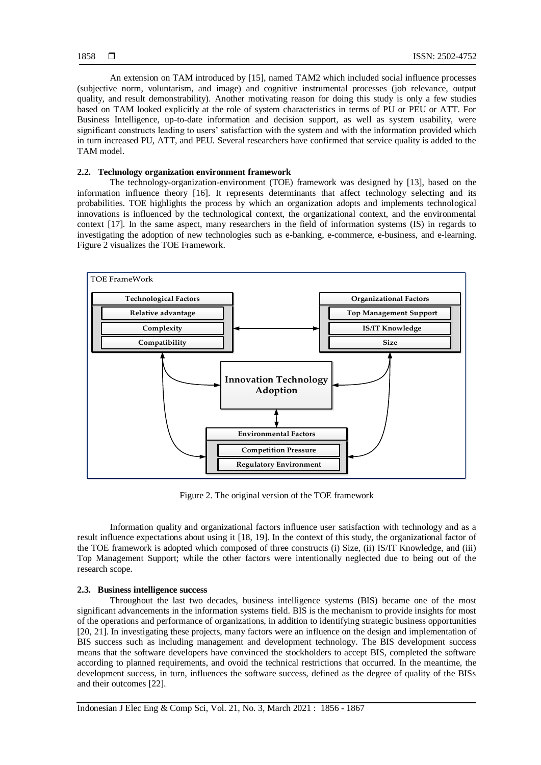An extension on TAM introduced by [15], named TAM2 which included social influence processes (subjective norm, voluntarism, and image) and cognitive instrumental processes (job relevance, output quality, and result demonstrability). Another motivating reason for doing this study is only a few studies based on TAM looked explicitly at the role of system characteristics in terms of PU or PEU or ATT. For Business Intelligence, up-to-date information and decision support, as well as system usability, were significant constructs leading to users' satisfaction with the system and with the information provided which in turn increased PU, ATT, and PEU. Several researchers have confirmed that service quality is added to the TAM model.

### 2.2. Technology organization environment framework

The technology-organization-environment (TOE) framework was designed by [13], based on the information influence theory [16]. It represents determinants that affect technology selecting and its probabilities. TOE highlights the process by which an organization adopts and implements technological innovations is influenced by the technological context, the organizational context, and the environmental context [17]. In the same aspect, many researchers in the field of information systems (IS) in regards to investigating the adoption of new technologies such as e-banking, e-commerce, e-business, and e-learning. Figure 2 visualizes the TOE Framework.

TOE FrameWork

Technological Factors: Relative advantage; Complexity; Compatibility

Organizational Factors: Top Management Support; IS/IT Knowledge; Size

Innovation Technology Adoption

Environmental Factors: Competition Pressure; Regulatory Environment

Figure 2. The original version of the TOE framework

Information quality and organizational factors influence user satisfaction with technology and as a result influence expectations about using it [18, 19]. In the context of this study, the organizational factor of the TOE framework is adopted which composed of three constructs (i) Size, (ii) IS/IT Knowledge, and (iii) Top Management Support; while the other factors were intentionally neglected due to being out of the research scope.

### 2.3. Business intelligence success

Throughout the last two decades, business intelligence systems (BIS) became one of the most significant advancements in the information systems field. BIS is the mechanism to provide insights for most of the operations and performance of organizations, in addition to identifying strategic business opportunities [20, 21]. In investigating these projects, many factors were an influence on the design and implementation of BIS success such as including management and development technology. The BIS development success means that the software developers have convinced the stockholders to accept BIS, completed the software according to planned requirements, and ovoid the technical restrictions that occurred. In the meantime, the development success, in turn, influences the software success, defined as the degree of quality of the BISs and their outcomes [22].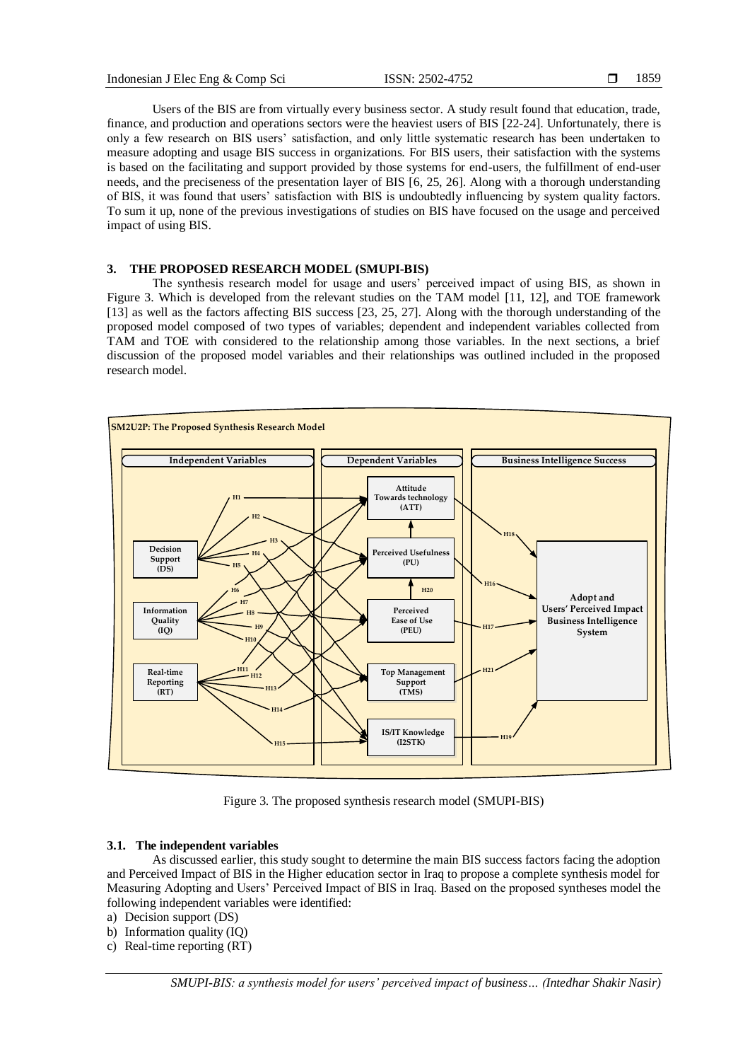Users of the BIS are from virtually every business sector. A study result found that education, trade, finance, and production and operations sectors were the heaviest users of BIS [22-24]. Unfortunately, there is only a few research on BIS users' satisfaction, and only little systematic research has been undertaken to measure adopting and usage BIS success in organizations. For BIS users, their satisfaction with the systems is based on the facilitating and support provided by those systems for end-users, the fulfillment of end-user needs, and the preciseness of the presentation layer of BIS [6, 25, 26]. Along with a thorough understanding of BIS, it was found that users' satisfaction with BIS is undoubtedly influencing by system quality factors. To sum it up, none of the previous investigations of studies on BIS have focused on the usage and perceived impact of using BIS.

## 3. THE PROPOSED RESEARCH MODEL (SMUPI-BIS)

The synthesis research model for usage and users' perceived impact of using BIS, as shown in Figure 3. Which is developed from the relevant studies on the TAM model [11, 12], and TOE framework [13] as well as the factors affecting BIS success [23, 25, 27]. Along with the thorough understanding of the proposed model composed of two types of variables; dependent and independent variables collected from TAM and TOE with considered to the relationship among those variables. In the next sections, a brief discussion of the proposed model variables and their relationships was outlined included in the proposed research model.

Figure 3. The proposed synthesis research model (SMUPI-BIS)

### 3.1. The independent variables

As discussed earlier, this study sought to determine the main BIS success factors facing the adoption and Perceived Impact of BIS in the Higher education sector in Iraq to propose a complete synthesis model for Measuring Adopting and Users' Perceived Impact of BIS in Iraq. Based on the proposed syntheses model the following independent variables were identified:

a) Decision support (DS)
b) Information quality (IQ)
c) Real-time reporting (RT)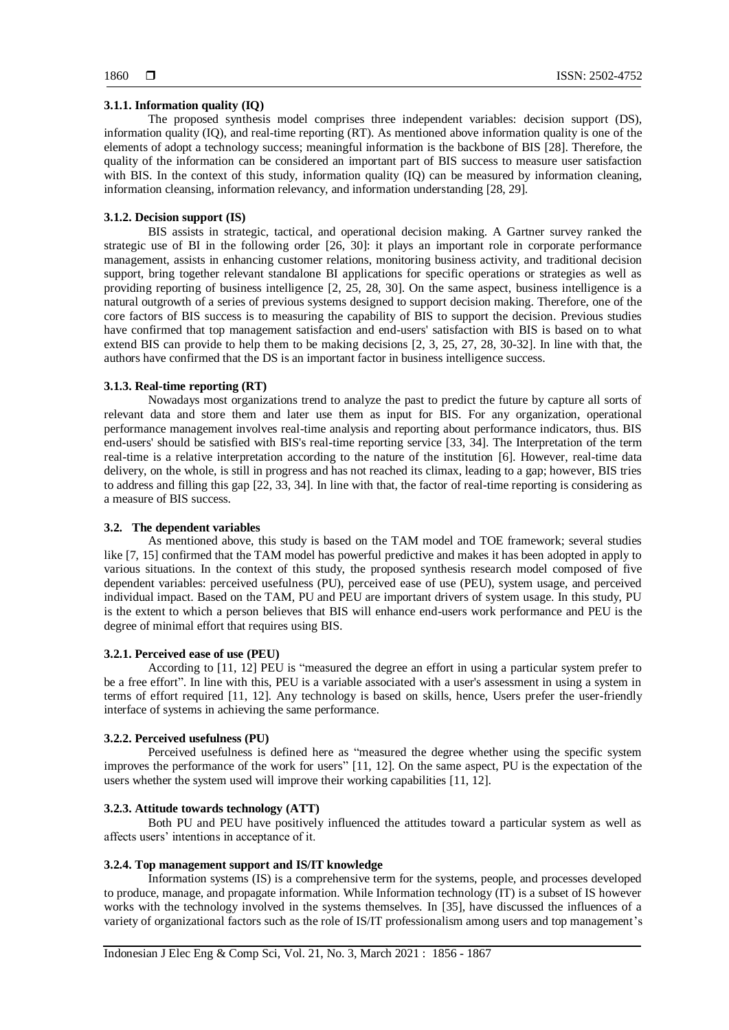#### 3.1.1. Information quality (IQ)

The proposed synthesis model comprises three independent variables: decision support (DS), information quality (IQ), and real-time reporting (RT). As mentioned above information quality is one of the elements of adopt a technology success; meaningful information is the backbone of BIS [28]. Therefore, the quality of the information can be considered an important part of BIS success to measure user satisfaction with BIS. In the context of this study, information quality (IQ) can be measured by information cleaning, information cleansing, information relevancy, and information understanding [28, 29].

#### 3.1.2. Decision support (IS)

BIS assists in strategic, tactical, and operational decision making. A Gartner survey ranked the strategic use of BI in the following order [26, 30]: it plays an important role in corporate performance management, assists in enhancing customer relations, monitoring business activity, and traditional decision support, bring together relevant standalone BI applications for specific operations or strategies as well as providing reporting of business intelligence [2, 25, 28, 30]. On the same aspect, business intelligence is a natural outgrowth of a series of previous systems designed to support decision making. Therefore, one of the core factors of BIS success is to measuring the capability of BIS to support the decision. Previous studies have confirmed that top management satisfaction and end-users' satisfaction with BIS is based on to what extend BIS can provide to help them to be making decisions [2, 3, 25, 27, 28, 30-32]. In line with that, the authors have confirmed that the DS is an important factor in business intelligence success.

#### 3.1.3. Real-time reporting (RT)

Nowadays most organizations trend to analyze the past to predict the future by capture all sorts of relevant data and store them and later use them as input for BIS. For any organization, operational performance management involves real-time analysis and reporting about performance indicators, thus. BIS end-users' should be satisfied with BIS's real-time reporting service [33, 34]. The Interpretation of the term real-time is a relative interpretation according to the nature of the institution [6]. However, real-time data delivery, on the whole, is still in progress and has not reached its climax, leading to a gap; however, BIS tries to address and filling this gap [22, 33, 34]. In line with that, the factor of real-time reporting is considering as a measure of BIS success.

### 3.2. The dependent variables

As mentioned above, this study is based on the TAM model and TOE framework; several studies like [7, 15] confirmed that the TAM model has powerful predictive and makes it has been adopted in apply to various situations. In the context of this study, the proposed synthesis research model composed of five dependent variables: perceived usefulness (PU), perceived ease of use (PEU), system usage, and perceived individual impact. Based on the TAM, PU and PEU are important drivers of system usage. In this study, PU is the extent to which a person believes that BIS will enhance end-users work performance and PEU is the degree of minimal effort that requires using BIS.

#### 3.2.1. Perceived ease of use (PEU)

According to [11, 12] PEU is "measured the degree an effort in using a particular system prefer to be a free effort". In line with this, PEU is a variable associated with a user's assessment in using a system in terms of effort required [11, 12]. Any technology is based on skills, hence, Users prefer the user-friendly interface of systems in achieving the same performance.

#### 3.2.2. Perceived usefulness (PU)

Perceived usefulness is defined here as "measured the degree whether using the specific system improves the performance of the work for users" [11, 12]. On the same aspect, PU is the expectation of the users whether the system used will improve their working capabilities [11, 12].

#### 3.2.3. Attitude towards technology (ATT)

Both PU and PEU have positively influenced the attitudes toward a particular system as well as affects users' intentions in acceptance of it.

#### 3.2.4. Top management support and IS/IT knowledge

Information systems (IS) is a comprehensive term for the systems, people, and processes developed to produce, manage, and propagate information. While Information technology (IT) is a subset of IS however works with the technology involved in the systems themselves. In [35], have discussed the influences of a variety of organizational factors such as the role of IS/IT professionalism among users and top management's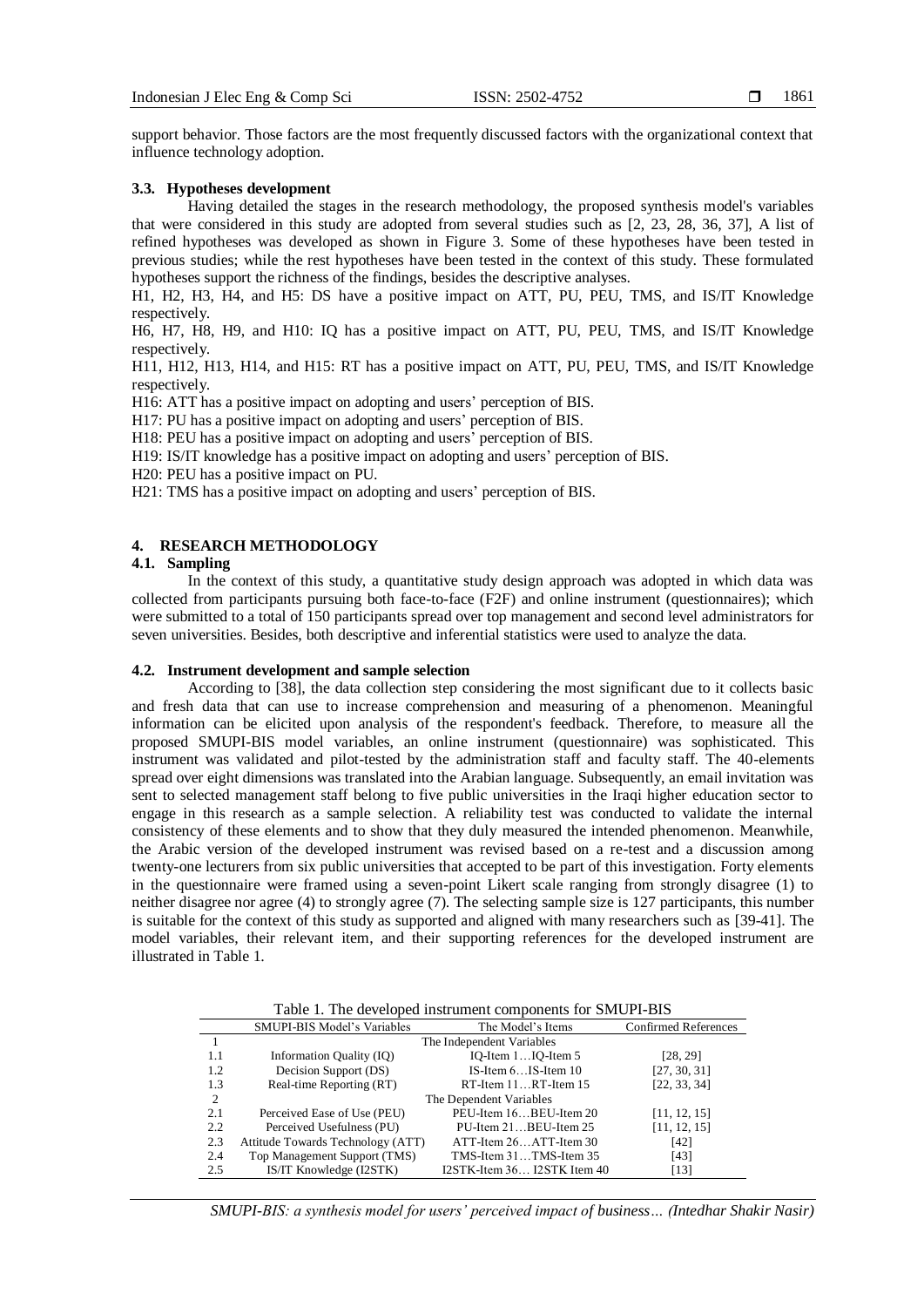support behavior. Those factors are the most frequently discussed factors with the organizational context that influence technology adoption.

### 3.3. Hypotheses development

Having detailed the stages in the research methodology, the proposed synthesis model's variables that were considered in this study are adopted from several studies such as [2, 23, 28, 36, 37], A list of refined hypotheses was developed as shown in Figure 3. Some of these hypotheses have been tested in previous studies; while the rest hypotheses have been tested in the context of this study. These formulated hypotheses support the richness of the findings, besides the descriptive analyses.

H1, H2, H3, H4, and H5: DS have a positive impact on ATT, PU, PEU, TMS, and IS/IT Knowledge respectively.

H6, H7, H8, H9, and H10: IQ has a positive impact on ATT, PU, PEU, TMS, and IS/IT Knowledge respectively.

H11, H12, H13, H14, and H15: RT has a positive impact on ATT, PU, PEU, TMS, and IS/IT Knowledge respectively.

H16: ATT has a positive impact on adopting and users' perception of BIS.

H17: PU has a positive impact on adopting and users' perception of BIS.

H18: PEU has a positive impact on adopting and users' perception of BIS.

H19: IS/IT knowledge has a positive impact on adopting and users' perception of BIS.

H20: PEU has a positive impact on PU.

H21: TMS has a positive impact on adopting and users' perception of BIS.

## 4. RESEARCH METHODOLOGY

### 4.1. Sampling

In the context of this study, a quantitative study design approach was adopted in which data was collected from participants pursuing both face-to-face (F2F) and online instrument (questionnaires); which were submitted to a total of 150 participants spread over top management and second level administrators for seven universities. Besides, both descriptive and inferential statistics were used to analyze the data.

### 4.2. Instrument development and sample selection

According to [38], the data collection step considering the most significant due to it collects basic and fresh data that can use to increase comprehension and measuring of a phenomenon. Meaningful information can be elicited upon analysis of the respondent's feedback. Therefore, to measure all the proposed SMUPI-BIS model variables, an online instrument (questionnaire) was sophisticated. This instrument was validated and pilot-tested by the administration staff and faculty staff. The 40-elements spread over eight dimensions was translated into the Arabian language. Subsequently, an email invitation was sent to selected management staff belong to five public universities in the Iraqi higher education sector to engage in this research as a sample selection. A reliability test was conducted to validate the internal consistency of these elements and to show that they duly measured the intended phenomenon. Meanwhile, the Arabic version of the developed instrument was revised based on a re-test and a discussion among twenty-one lecturers from six public universities that accepted to be part of this investigation. Forty elements in the questionnaire were framed using a seven-point Likert scale ranging from strongly disagree (1) to neither disagree nor agree (4) to strongly agree (7). The selecting sample size is 127 participants, this number is suitable for the context of this study as supported and aligned with many researchers such as [39-41]. The model variables, their relevant item, and their supporting references for the developed instrument are illustrated in Table 1.

Table 1. The developed instrument components for SMUPI-BIS

| | SMUPI-BIS Model's Variables | The Model's Items | Confirmed References |
|---|---|---|---|
| 1 | The Independent Variables | | |
| 1.1 | Information Quality (IQ) | IQ-Item 1…IQ-Item 5 | [28, 29] |
| 1.2 | Decision Support (DS) | IS-Item 6…IS-Item 10 | [27, 30, 31] |
| 1.3 | Real-time Reporting (RT) | RT-Item 11…RT-Item 15 | [22, 33, 34] |
| 2 | The Dependent Variables | | |
| 2.1 | Perceived Ease of Use (PEU) | PEU-Item 16…BEU-Item 20 | [11, 12, 15] |
| 2.2 | Perceived Usefulness (PU) | PU-Item 21…BEU-Item 25 | [11, 12, 15] |
| 2.3 | Attitude Towards Technology (ATT) | ATT-Item 26…ATT-Item 30 | [42] |
| 2.4 | Top Management Support (TMS) | TMS-Item 31…TMS-Item 35 | [43] |
| 2.5 | IS/IT Knowledge (I2STK) | I2STK-Item 36… I2STK Item 40 | [13] |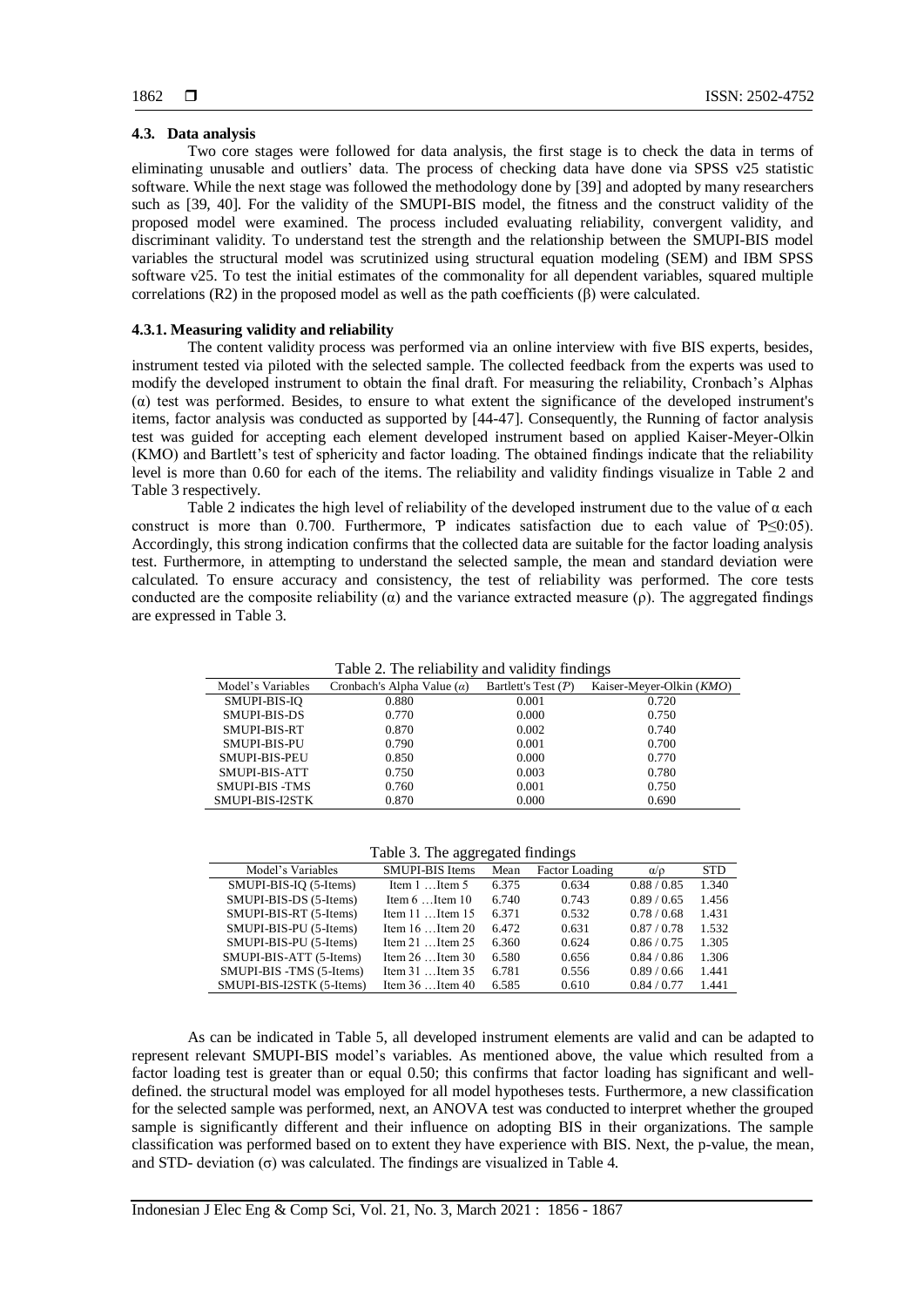### 4.3. Data analysis

Two core stages were followed for data analysis, the first stage is to check the data in terms of eliminating unusable and outliers' data. The process of checking data have done via SPSS v25 statistic software. While the next stage was followed the methodology done by [39] and adopted by many researchers such as [39, 40]. For the validity of the SMUPI-BIS model, the fitness and the construct validity of the proposed model were examined. The process included evaluating reliability, convergent validity, and discriminant validity. To understand test the strength and the relationship between the SMUPI-BIS model variables the structural model was scrutinized using structural equation modeling (SEM) and IBM SPSS software v25. To test the initial estimates of the commonality for all dependent variables, squared multiple correlations (R2) in the proposed model as well as the path coefficients (β) were calculated.

#### 4.3.1. Measuring validity and reliability

The content validity process was performed via an online interview with five BIS experts, besides, instrument tested via piloted with the selected sample. The collected feedback from the experts was used to modify the developed instrument to obtain the final draft. For measuring the reliability, Cronbach's Alphas (α) test was performed. Besides, to ensure to what extent the significance of the developed instrument's items, factor analysis was conducted as supported by [44-47]. Consequently, the Running of factor analysis test was guided for accepting each element developed instrument based on applied Kaiser-Meyer-Olkin (KMO) and Bartlett's test of sphericity and factor loading. The obtained findings indicate that the reliability level is more than 0.60 for each of the items. The reliability and validity findings visualize in Table 2 and Table 3 respectively.

Table 2 indicates the high level of reliability of the developed instrument due to the value of α each construct is more than 0.700. Furthermore, Ƥ indicates satisfaction due to each value of Ƥ≤0:05). Accordingly, this strong indication confirms that the collected data are suitable for the factor loading analysis test. Furthermore, in attempting to understand the selected sample, the mean and standard deviation were calculated. To ensure accuracy and consistency, the test of reliability was performed. The core tests conducted are the composite reliability (α) and the variance extracted measure (ρ). The aggregated findings are expressed in Table 3.

Table 2. The reliability and validity findings

| Model's Variables | Cronbach's Alpha Value (*α*) | Bartlett's Test (*Ƥ*) | Kaiser-Meyer-Olkin (*KMO*) |
|---|---|---|---|
| SMUPI-BIS-IQ | 0.880 | 0.001 | 0.720 |
| SMUPI-BIS-DS | 0.770 | 0.000 | 0.750 |
| SMUPI-BIS-RT | 0.870 | 0.002 | 0.740 |
| SMUPI-BIS-PU | 0.790 | 0.001 | 0.700 |
| SMUPI-BIS-PEU | 0.850 | 0.000 | 0.770 |
| SMUPI-BIS-ATT | 0.750 | 0.003 | 0.780 |
| SMUPI-BIS -TMS | 0.760 | 0.001 | 0.750 |
| SMUPI-BIS-I2STK | 0.870 | 0.000 | 0.690 |

Table 3. The aggregated findings

| Model's Variables | SMUPI-BIS Items | Mean | Factor Loading | α/ρ | STD |
|---|---|---|---|---|---|
| SMUPI-BIS-IQ (5-Items) | Item 1 …Item 5 | 6.375 | 0.634 | 0.88 / 0.85 | 1.340 |
| SMUPI-BIS-DS (5-Items) | Item 6 …Item 10 | 6.740 | 0.743 | 0.89 / 0.65 | 1.456 |
| SMUPI-BIS-RT (5-Items) | Item 11 …Item 15 | 6.371 | 0.532 | 0.78 / 0.68 | 1.431 |
| SMUPI-BIS-PU (5-Items) | Item 16 …Item 20 | 6.472 | 0.631 | 0.87 / 0.78 | 1.532 |
| SMUPI-BIS-PU (5-Items) | Item 21 …Item 25 | 6.360 | 0.624 | 0.86 / 0.75 | 1.305 |
| SMUPI-BIS-ATT (5-Items) | Item 26 …Item 30 | 6.580 | 0.656 | 0.84 / 0.86 | 1.306 |
| SMUPI-BIS -TMS (5-Items) | Item 31 …Item 35 | 6.781 | 0.556 | 0.89 / 0.66 | 1.441 |
| SMUPI-BIS-I2STK (5-Items) | Item 36 …Item 40 | 6.585 | 0.610 | 0.84 / 0.77 | 1.441 |

As can be indicated in Table 5, all developed instrument elements are valid and can be adapted to represent relevant SMUPI-BIS model's variables. As mentioned above, the value which resulted from a factor loading test is greater than or equal 0.50; this confirms that factor loading has significant and well-defined. the structural model was employed for all model hypotheses tests. Furthermore, a new classification for the selected sample was performed, next, an ANOVA test was conducted to interpret whether the grouped sample is significantly different and their influence on adopting BIS in their organizations. The sample classification was performed based on to extent they have experience with BIS. Next, the p-value, the mean, and STD- deviation (σ) was calculated. The findings are visualized in Table 4.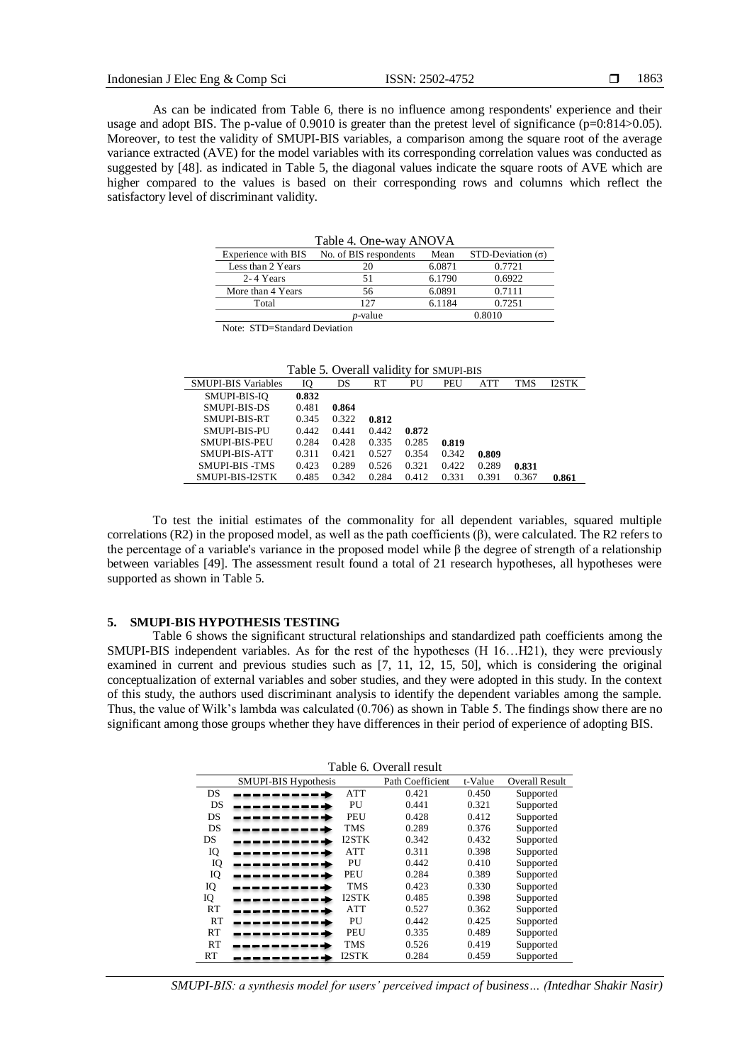As can be indicated from Table 6, there is no influence among respondents' experience and their usage and adopt BIS. The p-value of 0.9010 is greater than the pretest level of significance (p=0:814>0.05). Moreover, to test the validity of SMUPI-BIS variables, a comparison among the square root of the average variance extracted (AVE) for the model variables with its corresponding correlation values was conducted as suggested by [48]. as indicated in Table 5, the diagonal values indicate the square roots of AVE which are higher compared to the values is based on their corresponding rows and columns which reflect the satisfactory level of discriminant validity.

Table 4. One-way ANOVA

| Experience with BIS | No. of BIS respondents | Mean | STD-Deviation (σ) |
|---|---|---|---|
| Less than 2 Years | 20 | 6.0871 | 0.7721 |
| 2- 4 Years | 51 | 6.1790 | 0.6922 |
| More than 4 Years | 56 | 6.0891 | 0.7111 |
| Total | 127 | 6.1184 | 0.7251 |
| | *p*-value | 0.8010 | |

Note: STD=Standard Deviation

Table 5. Overall validity for SMUPI-BIS

| SMUPI-BIS Variables | IQ | DS | RT | PU | PEU | ATT | TMS | I2STK |
|---|---|---|---|---|---|---|---|---|
| SMUPI-BIS-IQ | **0.832** | | | | | | | |
| SMUPI-BIS-DS | 0.481 | **0.864** | | | | | | |
| SMUPI-BIS-RT | 0.345 | 0.322 | **0.812** | | | | | |
| SMUPI-BIS-PU | 0.442 | 0.441 | 0.442 | **0.872** | | | | |
| SMUPI-BIS-PEU | 0.284 | 0.428 | 0.335 | 0.285 | **0.819** | | | |
| SMUPI-BIS-ATT | 0.311 | 0.421 | 0.527 | 0.354 | 0.342 | **0.809** | | |
| SMUPI-BIS -TMS | 0.423 | 0.289 | 0.526 | 0.321 | 0.422 | 0.289 | **0.831** | |
| SMUPI-BIS-I2STK | 0.485 | 0.342 | 0.284 | 0.412 | 0.331 | 0.391 | 0.367 | **0.861** |

To test the initial estimates of the commonality for all dependent variables, squared multiple correlations (R2) in the proposed model, as well as the path coefficients (β), were calculated. The R2 refers to the percentage of a variable's variance in the proposed model while β the degree of strength of a relationship between variables [49]. The assessment result found a total of 21 research hypotheses, all hypotheses were supported as shown in Table 5.

## 5. SMUPI-BIS HYPOTHESIS TESTING

Table 6 shows the significant structural relationships and standardized path coefficients among the SMUPI-BIS independent variables. As for the rest of the hypotheses (H 16…H21), they were previously examined in current and previous studies such as [7, 11, 12, 15, 50], which is considering the original conceptualization of external variables and sober studies, and they were adopted in this study. In the context of this study, the authors used discriminant analysis to identify the dependent variables among the sample. Thus, the value of Wilk's lambda was calculated (0.706) as shown in Table 5. The findings show there are no significant among those groups whether they have differences in their period of experience of adopting BIS.

Table 6. Overall result

| SMUPI-BIS Hypothesis | | | Path Coefficient | t-Value | Overall Result |
|---|---|---|---|---|---|
| DS | → | ATT | 0.421 | 0.450 | Supported |
| DS | → | PU | 0.441 | 0.321 | Supported |
| DS | → | PEU | 0.428 | 0.412 | Supported |
| DS | → | TMS | 0.289 | 0.376 | Supported |
| DS | → | I2STK | 0.342 | 0.432 | Supported |
| IQ | → | ATT | 0.311 | 0.398 | Supported |
| IQ | → | PU | 0.442 | 0.410 | Supported |
| IQ | → | PEU | 0.284 | 0.389 | Supported |
| IQ | → | TMS | 0.423 | 0.330 | Supported |
| IQ | → | I2STK | 0.485 | 0.398 | Supported |
| RT | → | ATT | 0.527 | 0.362 | Supported |
| RT | → | PU | 0.442 | 0.425 | Supported |
| RT | → | PEU | 0.335 | 0.489 | Supported |
| RT | → | TMS | 0.526 | 0.419 | Supported |
| RT | → | I2STK | 0.284 | 0.459 | Supported |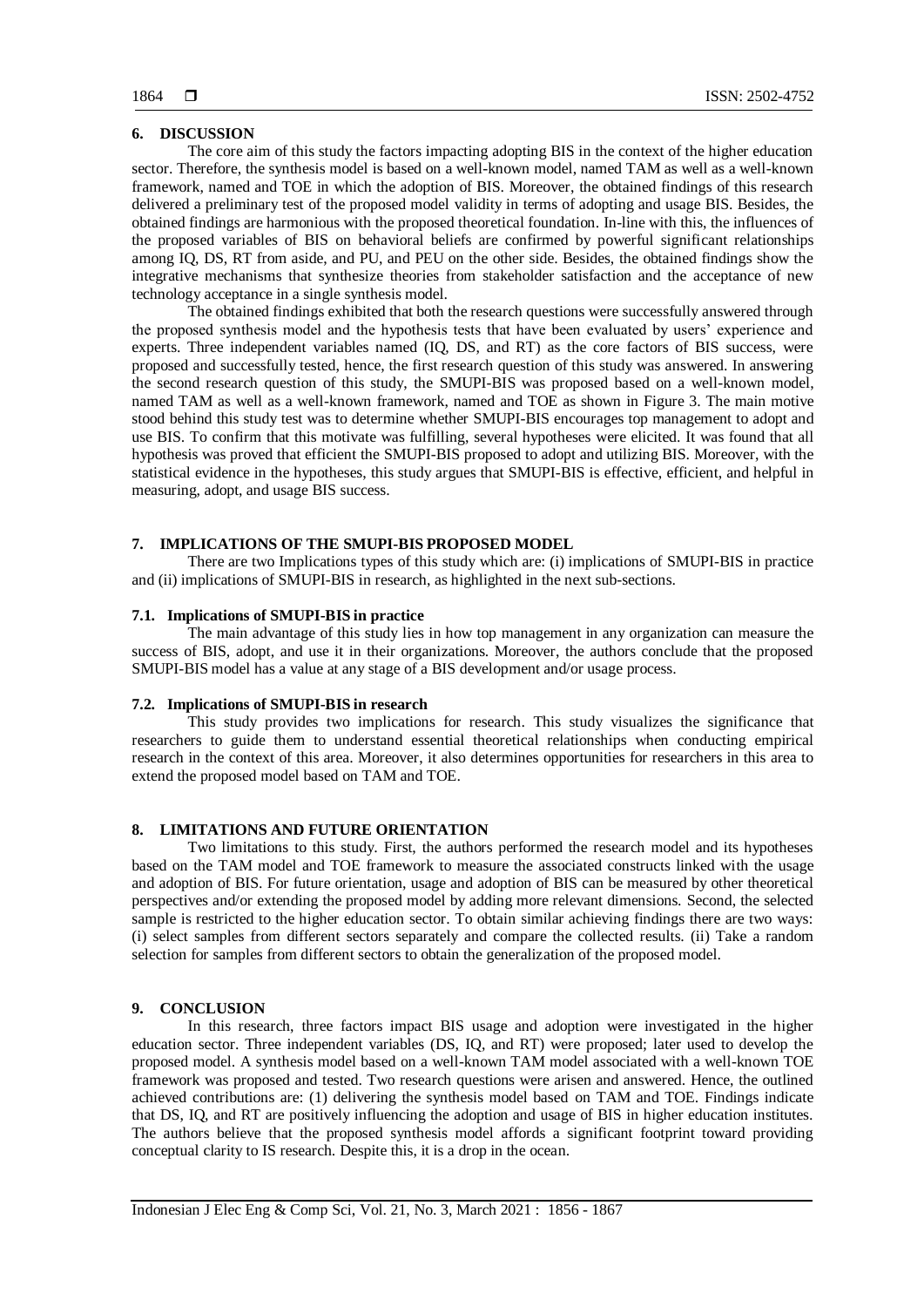## 6. DISCUSSION

The core aim of this study the factors impacting adopting BIS in the context of the higher education sector. Therefore, the synthesis model is based on a well-known model, named TAM as well as a well-known framework, named and TOE in which the adoption of BIS. Moreover, the obtained findings of this research delivered a preliminary test of the proposed model validity in terms of adopting and usage BIS. Besides, the obtained findings are harmonious with the proposed theoretical foundation. In-line with this, the influences of the proposed variables of BIS on behavioral beliefs are confirmed by powerful significant relationships among IQ, DS, RT from aside, and PU, and PEU on the other side. Besides, the obtained findings show the integrative mechanisms that synthesize theories from stakeholder satisfaction and the acceptance of new technology acceptance in a single synthesis model.

The obtained findings exhibited that both the research questions were successfully answered through the proposed synthesis model and the hypothesis tests that have been evaluated by users' experience and experts. Three independent variables named (IQ, DS, and RT) as the core factors of BIS success, were proposed and successfully tested, hence, the first research question of this study was answered. In answering the second research question of this study, the SMUPI-BIS was proposed based on a well-known model, named TAM as well as a well-known framework, named and TOE as shown in Figure 3. The main motive stood behind this study test was to determine whether SMUPI-BIS encourages top management to adopt and use BIS. To confirm that this motivate was fulfilling, several hypotheses were elicited. It was found that all hypothesis was proved that efficient the SMUPI-BIS proposed to adopt and utilizing BIS. Moreover, with the statistical evidence in the hypotheses, this study argues that SMUPI-BIS is effective, efficient, and helpful in measuring, adopt, and usage BIS success.

## 7. IMPLICATIONS OF THE SMUPI-BIS PROPOSED MODEL

There are two Implications types of this study which are: (i) implications of SMUPI-BIS in practice and (ii) implications of SMUPI-BIS in research, as highlighted in the next sub-sections.

### 7.1. Implications of SMUPI-BIS in practice

The main advantage of this study lies in how top management in any organization can measure the success of BIS, adopt, and use it in their organizations. Moreover, the authors conclude that the proposed SMUPI-BIS model has a value at any stage of a BIS development and/or usage process.

### 7.2. Implications of SMUPI-BIS in research

This study provides two implications for research. This study visualizes the significance that researchers to guide them to understand essential theoretical relationships when conducting empirical research in the context of this area. Moreover, it also determines opportunities for researchers in this area to extend the proposed model based on TAM and TOE.

## 8. LIMITATIONS AND FUTURE ORIENTATION

Two limitations to this study. First, the authors performed the research model and its hypotheses based on the TAM model and TOE framework to measure the associated constructs linked with the usage and adoption of BIS. For future orientation, usage and adoption of BIS can be measured by other theoretical perspectives and/or extending the proposed model by adding more relevant dimensions. Second, the selected sample is restricted to the higher education sector. To obtain similar achieving findings there are two ways: (i) select samples from different sectors separately and compare the collected results. (ii) Take a random selection for samples from different sectors to obtain the generalization of the proposed model.

## 9. CONCLUSION

In this research, three factors impact BIS usage and adoption were investigated in the higher education sector. Three independent variables (DS, IQ, and RT) were proposed; later used to develop the proposed model. A synthesis model based on a well-known TAM model associated with a well-known TOE framework was proposed and tested. Two research questions were arisen and answered. Hence, the outlined achieved contributions are: (1) delivering the synthesis model based on TAM and TOE. Findings indicate that DS, IQ, and RT are positively influencing the adoption and usage of BIS in higher education institutes. The authors believe that the proposed synthesis model affords a significant footprint toward providing conceptual clarity to IS research. Despite this, it is a drop in the ocean.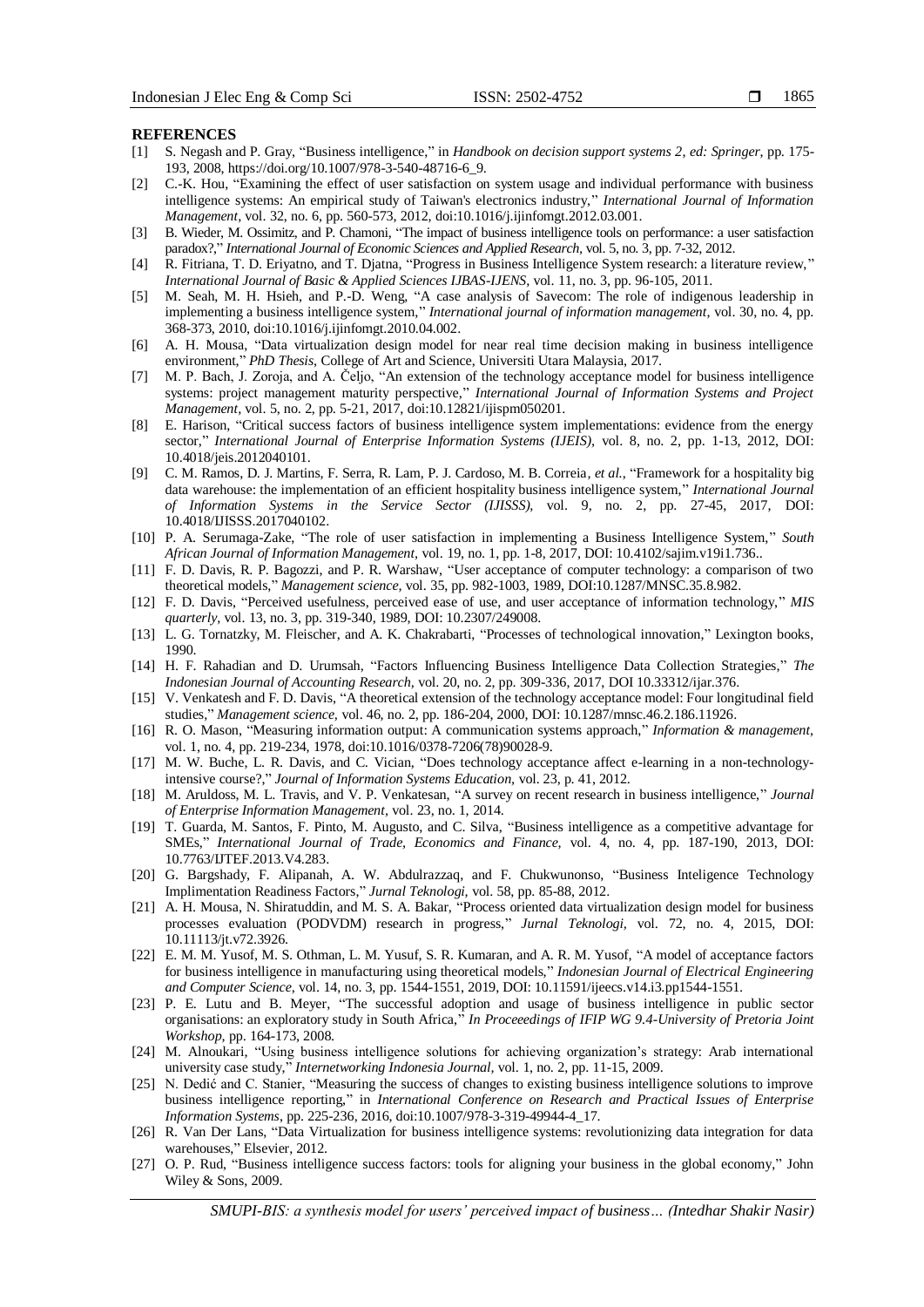## REFERENCES

[1] S. Negash and P. Gray, "Business intelligence," in *Handbook on decision support systems 2, ed: Springer*, pp. 175-193, 2008, https://doi.org/10.1007/978-3-540-48716-6_9.

[2] C.-K. Hou, "Examining the effect of user satisfaction on system usage and individual performance with business intelligence systems: An empirical study of Taiwan's electronics industry," *International Journal of Information Management*, vol. 32, no. 6, pp. 560-573, 2012, doi:10.1016/j.ijinfomgt.2012.03.001.

[3] B. Wieder, M. Ossimitz, and P. Chamoni, "The impact of business intelligence tools on performance: a user satisfaction paradox?," *International Journal of Economic Sciences and Applied Research*, vol. 5, no. 3, pp. 7-32, 2012.

[4] R. Fitriana, T. D. Eriyatno, and T. Djatna, "Progress in Business Intelligence System research: a literature review," *International Journal of Basic & Applied Sciences IJBAS-IJENS*, vol. 11, no. 3, pp. 96-105, 2011.

[5] M. Seah, M. H. Hsieh, and P.-D. Weng, "A case analysis of Savecom: The role of indigenous leadership in implementing a business intelligence system," *International journal of information management*, vol. 30, no. 4, pp. 368-373, 2010, doi:10.1016/j.ijinfomgt.2010.04.002.

[6] A. H. Mousa, "Data virtualization design model for near real time decision making in business intelligence environment," *PhD Thesis*, College of Art and Science, Universiti Utara Malaysia, 2017.

[7] M. P. Bach, J. Zoroja, and A. Čeljo, "An extension of the technology acceptance model for business intelligence systems: project management maturity perspective," *International Journal of Information Systems and Project Management*, vol. 5, no. 2, pp. 5-21, 2017, doi:10.12821/ijispm050201.

[8] E. Harison, "Critical success factors of business intelligence system implementations: evidence from the energy sector," *International Journal of Enterprise Information Systems (IJEIS)*, vol. 8, no. 2, pp. 1-13, 2012, DOI: 10.4018/jeis.2012040101.

[9] C. M. Ramos, D. J. Martins, F. Serra, R. Lam, P. J. Cardoso, M. B. Correia, *et al.*, "Framework for a hospitality big data warehouse: the implementation of an efficient hospitality business intelligence system," *International Journal of Information Systems in the Service Sector (IJISSS)*, vol. 9, no. 2, pp. 27-45, 2017, DOI: 10.4018/IJISSS.2017040102.

[10] P. A. Serumaga-Zake, "The role of user satisfaction in implementing a Business Intelligence System," *South African Journal of Information Management*, vol. 19, no. 1, pp. 1-8, 2017, DOI: 10.4102/sajim.v19i1.736..

[11] F. D. Davis, R. P. Bagozzi, and P. R. Warshaw, "User acceptance of computer technology: a comparison of two theoretical models," *Management science*, vol. 35, pp. 982-1003, 1989, DOI:10.1287/MNSC.35.8.982.

[12] F. D. Davis, "Perceived usefulness, perceived ease of use, and user acceptance of information technology," *MIS quarterly*, vol. 13, no. 3, pp. 319-340, 1989, DOI: 10.2307/249008.

[13] L. G. Tornatzky, M. Fleischer, and A. K. Chakrabarti, "Processes of technological innovation," Lexington books, 1990.

[14] H. F. Rahadian and D. Urumsah, "Factors Influencing Business Intelligence Data Collection Strategies," *The Indonesian Journal of Accounting Research*, vol. 20, no. 2, pp. 309-336, 2017, DOI 10.33312/ijar.376.

[15] V. Venkatesh and F. D. Davis, "A theoretical extension of the technology acceptance model: Four longitudinal field studies," *Management science*, vol. 46, no. 2, pp. 186-204, 2000, DOI: 10.1287/mnsc.46.2.186.11926.

[16] R. O. Mason, "Measuring information output: A communication systems approach," *Information & management*, vol. 1, no. 4, pp. 219-234, 1978, doi:10.1016/0378-7206(78)90028-9.

[17] M. W. Buche, L. R. Davis, and C. Vician, "Does technology acceptance affect e-learning in a non-technology-intensive course?," *Journal of Information Systems Education*, vol. 23, p. 41, 2012.

[18] M. Aruldoss, M. L. Travis, and V. P. Venkatesan, "A survey on recent research in business intelligence," *Journal of Enterprise Information Management*, vol. 23, no. 1, 2014.

[19] T. Guarda, M. Santos, F. Pinto, M. Augusto, and C. Silva, "Business intelligence as a competitive advantage for SMEs," *International Journal of Trade, Economics and Finance*, vol. 4, no. 4, pp. 187-190, 2013, DOI: 10.7763/IJTEF.2013.V4.283.

[20] G. Bargshady, F. Alipanah, A. W. Abdulrazzaq, and F. Chukwunonso, "Business Inteligence Technology Implimentation Readiness Factors," *Jurnal Teknologi*, vol. 58, pp. 85-88, 2012.

[21] A. H. Mousa, N. Shiratuddin, and M. S. A. Bakar, "Process oriented data virtualization design model for business processes evaluation (PODVDM) research in progress," *Jurnal Teknologi*, vol. 72, no. 4, 2015, DOI: 10.11113/jt.v72.3926.

[22] E. M. M. Yusof, M. S. Othman, L. M. Yusuf, S. R. Kumaran, and A. R. M. Yusof, "A model of acceptance factors for business intelligence in manufacturing using theoretical models," *Indonesian Journal of Electrical Engineering and Computer Science*, vol. 14, no. 3, pp. 1544-1551, 2019, DOI: 10.11591/ijeecs.v14.i3.pp1544-1551.

[23] P. E. Lutu and B. Meyer, "The successful adoption and usage of business intelligence in public sector organisations: an exploratory study in South Africa," *In Proceeedings of IFIP WG 9.4-University of Pretoria Joint Workshop*, pp. 164-173, 2008.

[24] M. Alnoukari, "Using business intelligence solutions for achieving organization's strategy: Arab international university case study," *Internetworking Indonesia Journal*, vol. 1, no. 2, pp. 11-15, 2009.

[25] N. Dedić and C. Stanier, "Measuring the success of changes to existing business intelligence solutions to improve business intelligence reporting," in *International Conference on Research and Practical Issues of Enterprise Information Systems*, pp. 225-236, 2016, doi:10.1007/978-3-319-49944-4_17.

[26] R. Van Der Lans, "Data Virtualization for business intelligence systems: revolutionizing data integration for data warehouses," Elsevier, 2012.

[27] O. P. Rud, "Business intelligence success factors: tools for aligning your business in the global economy," John Wiley & Sons, 2009.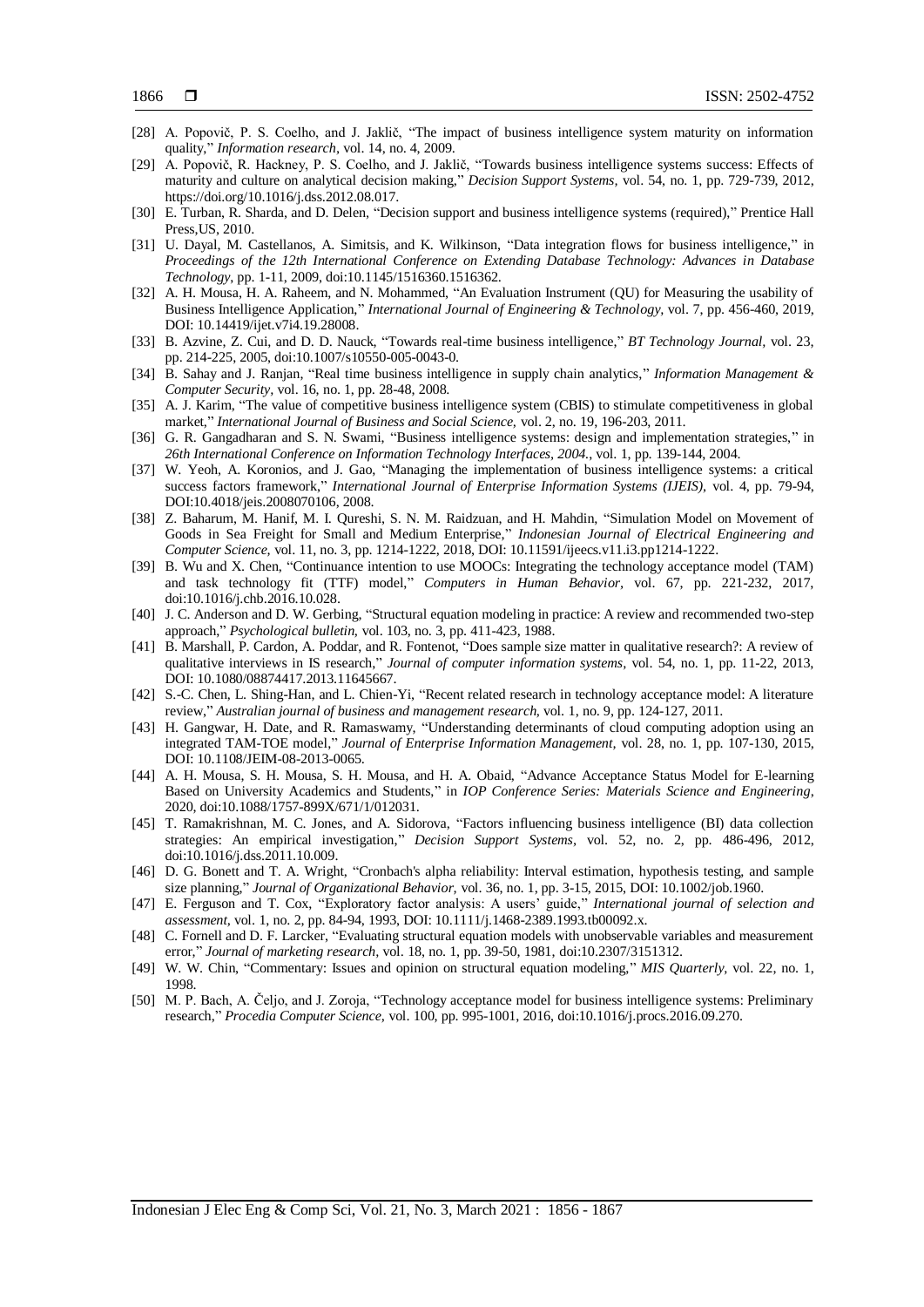[28] A. Popovič, P. S. Coelho, and J. Jaklič, "The impact of business intelligence system maturity on information quality," *Information research*, vol. 14, no. 4, 2009.

[29] A. Popovič, R. Hackney, P. S. Coelho, and J. Jaklič, "Towards business intelligence systems success: Effects of maturity and culture on analytical decision making," *Decision Support Systems*, vol. 54, no. 1, pp. 729-739, 2012, https://doi.org/10.1016/j.dss.2012.08.017.

[30] E. Turban, R. Sharda, and D. Delen, "Decision support and business intelligence systems (required)," Prentice Hall Press,US, 2010.

[31] U. Dayal, M. Castellanos, A. Simitsis, and K. Wilkinson, "Data integration flows for business intelligence," in *Proceedings of the 12th International Conference on Extending Database Technology: Advances in Database Technology*, pp. 1-11, 2009, doi:10.1145/1516360.1516362.

[32] A. H. Mousa, H. A. Raheem, and N. Mohammed, "An Evaluation Instrument (QU) for Measuring the usability of Business Intelligence Application," *International Journal of Engineering & Technology,* vol. 7, pp. 456-460, 2019, DOI: 10.14419/ijet.v7i4.19.28008.

[33] B. Azvine, Z. Cui, and D. D. Nauck, "Towards real-time business intelligence," *BT Technology Journal*, vol. 23, pp. 214-225, 2005, doi:10.1007/s10550-005-0043-0.

[34] B. Sahay and J. Ranjan, "Real time business intelligence in supply chain analytics," *Information Management & Computer Security*, vol. 16, no. 1, pp. 28-48, 2008.

[35] A. J. Karim, "The value of competitive business intelligence system (CBIS) to stimulate competitiveness in global market," *International Journal of Business and Social Science,* vol. 2, no. 19, 196-203, 2011.

[36] G. R. Gangadharan and S. N. Swami, "Business intelligence systems: design and implementation strategies," in *26th International Conference on Information Technology Interfaces, 2004.*, vol. 1, pp. 139-144, 2004.

[37] W. Yeoh, A. Koronios, and J. Gao, "Managing the implementation of business intelligence systems: a critical success factors framework," *International Journal of Enterprise Information Systems (IJEIS),* vol. 4, pp. 79-94, DOI:10.4018/jeis.2008070106, 2008.

[38] Z. Baharum, M. Hanif, M. I. Qureshi, S. N. M. Raidzuan, and H. Mahdin, "Simulation Model on Movement of Goods in Sea Freight for Small and Medium Enterprise," *Indonesian Journal of Electrical Engineering and Computer Science,* vol. 11, no. 3, pp. 1214-1222, 2018, DOI: 10.11591/ijeecs.v11.i3.pp1214-1222.

[39] B. Wu and X. Chen, "Continuance intention to use MOOCs: Integrating the technology acceptance model (TAM) and task technology fit (TTF) model," *Computers in Human Behavior,* vol. 67, pp. 221-232, 2017, doi:10.1016/j.chb.2016.10.028.

[40] J. C. Anderson and D. W. Gerbing, "Structural equation modeling in practice: A review and recommended two-step approach," *Psychological bulletin,* vol. 103, no. 3, pp. 411-423, 1988.

[41] B. Marshall, P. Cardon, A. Poddar, and R. Fontenot, "Does sample size matter in qualitative research?: A review of qualitative interviews in IS research," *Journal of computer information systems,* vol. 54, no. 1, pp. 11-22, 2013, DOI: 10.1080/08874417.2013.11645667.

[42] S.-C. Chen, L. Shing-Han, and L. Chien-Yi, "Recent related research in technology acceptance model: A literature review," *Australian journal of business and management research,* vol. 1, no. 9, pp. 124-127, 2011.

[43] H. Gangwar, H. Date, and R. Ramaswamy, "Understanding determinants of cloud computing adoption using an integrated TAM-TOE model," *Journal of Enterprise Information Management,* vol. 28, no. 1, pp. 107-130, 2015, DOI: 10.1108/JEIM-08-2013-0065.

[44] A. H. Mousa, S. H. Mousa, S. H. Mousa, and H. A. Obaid, "Advance Acceptance Status Model for E-learning Based on University Academics and Students," in *IOP Conference Series: Materials Science and Engineering,* 2020, doi:10.1088/1757-899X/671/1/012031.

[45] T. Ramakrishnan, M. C. Jones, and A. Sidorova, "Factors influencing business intelligence (BI) data collection strategies: An empirical investigation," *Decision Support Systems*, vol. 52, no. 2, pp. 486-496, 2012, doi:10.1016/j.dss.2011.10.009.

[46] D. G. Bonett and T. A. Wright, "Cronbach's alpha reliability: Interval estimation, hypothesis testing, and sample size planning," *Journal of Organizational Behavior,* vol. 36, no. 1, pp. 3-15, 2015, DOI: 10.1002/job.1960.

[47] E. Ferguson and T. Cox, "Exploratory factor analysis: A users' guide," *International journal of selection and assessment,* vol. 1, no. 2, pp. 84-94, 1993, DOI: 10.1111/j.1468-2389.1993.tb00092.x.

[48] C. Fornell and D. F. Larcker, "Evaluating structural equation models with unobservable variables and measurement error," *Journal of marketing research,* vol. 18, no. 1, pp. 39-50, 1981, doi:10.2307/3151312.

[49] W. W. Chin, "Commentary: Issues and opinion on structural equation modeling," *MIS Quarterly,* vol. 22, no. 1, 1998.

[50] M. P. Bach, A. Čeljo, and J. Zoroja, "Technology acceptance model for business intelligence systems: Preliminary research," *Procedia Computer Science,* vol. 100, pp. 995-1001, 2016, doi:10.1016/j.procs.2016.09.270.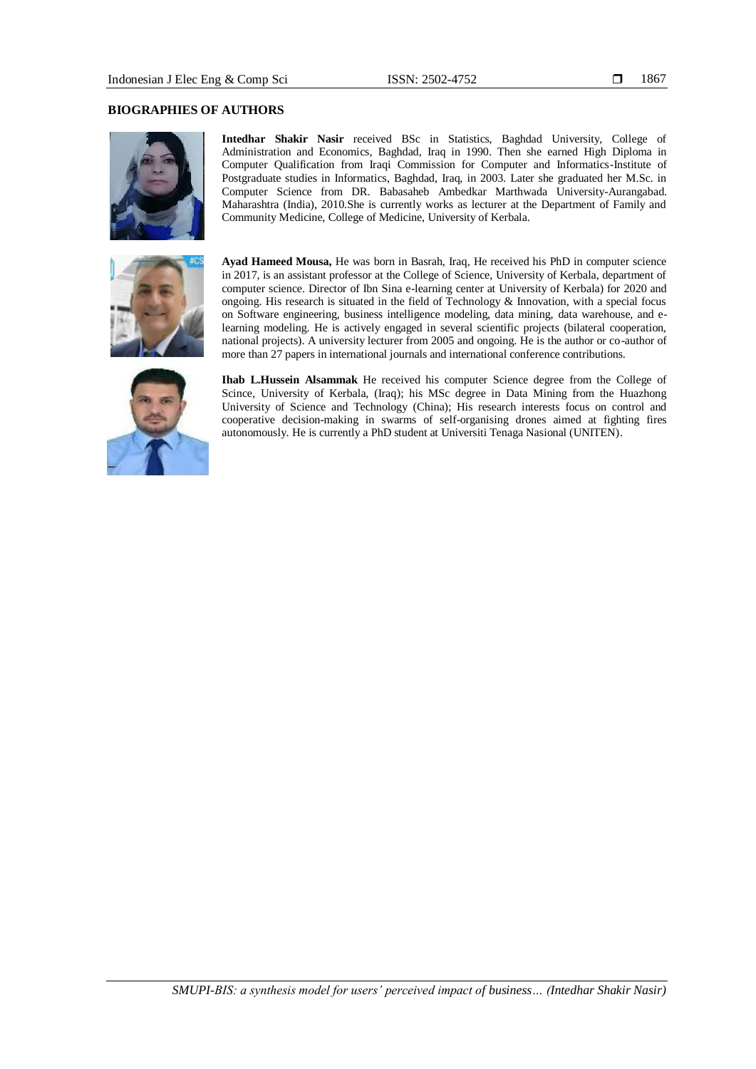## BIOGRAPHIES OF AUTHORS

**Intedhar Shakir Nasir** received BSc in Statistics, Baghdad University, College of Administration and Economics, Baghdad, Iraq in 1990. Then she earned High Diploma in Computer Qualification from Iraqi Commission for Computer and Informatics-Institute of Postgraduate studies in Informatics, Baghdad, Iraq, in 2003. Later she graduated her M.Sc. in Computer Science from DR. Babasaheb Ambedkar Marthwada University-Aurangabad. Maharashtra (India), 2010.She is currently works as lecturer at the Department of Family and Community Medicine, College of Medicine, University of Kerbala.

**Ayad Hameed Mousa,** He was born in Basrah, Iraq, He received his PhD in computer science in 2017, is an assistant professor at the College of Science, University of Kerbala, department of computer science. Director of Ibn Sina e-learning center at University of Kerbala) for 2020 and ongoing. His research is situated in the field of Technology & Innovation, with a special focus on Software engineering, business intelligence modeling, data mining, data warehouse, and e-learning modeling. He is actively engaged in several scientific projects (bilateral cooperation, national projects). A university lecturer from 2005 and ongoing. He is the author or co-author of more than 27 papers in international journals and international conference contributions.

**Ihab L.Hussein Alsammak** He received his computer Science degree from the College of Scince, University of Kerbala, (Iraq); his MSc degree in Data Mining from the Huazhong University of Science and Technology (China); His research interests focus on control and cooperative decision-making in swarms of self-organising drones aimed at fighting fires autonomously. He is currently a PhD student at Universiti Tenaga Nasional (UNITEN).